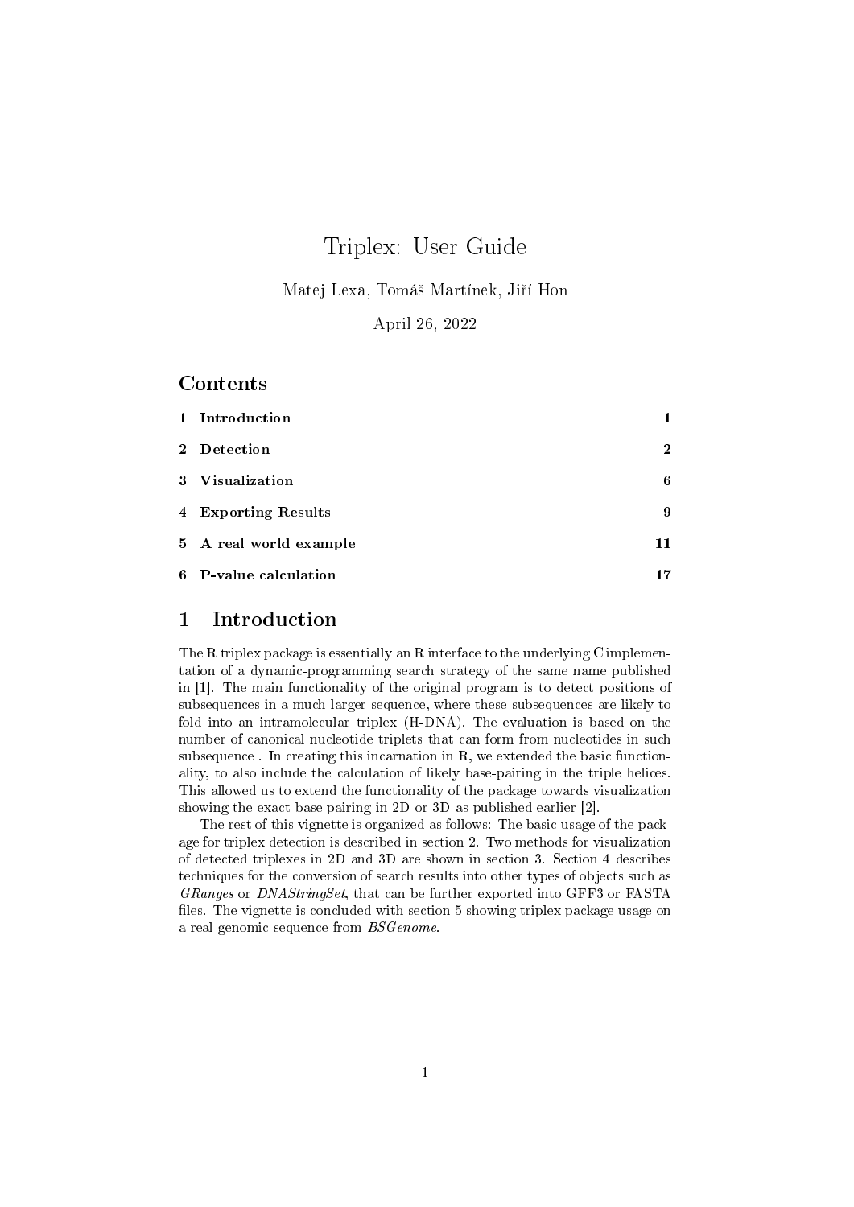# Triplex: User Guide

Matej Lexa, Tomáš Martínek, Jiří Hon

April 26, 2022

## Contents

| | | |
|---|---|---|
| 1 | Introduction | 1 |
| 2 | Detection | 2 |
| 3 | Visualization | 6 |
| 4 | Exporting Results | 9 |
| 5 | A real world example | 11 |
| 6 | P-value calculation | 17 |

## 1 Introduction

The R triplex package is essentially an R interface to the underlying C implementation of a dynamic-programming search strategy of the same name published in [1]. The main functionality of the original program is to detect positions of subsequences in a much larger sequence, where these subsequences are likely to fold into an intramolecular triplex (H-DNA). The evaluation is based on the number of canonical nucleotide triplets that can form from nucleotides in such subsequence . In creating this incarnation in R, we extended the basic functionality, to also include the calculation of likely base-pairing in the triple helices. This allowed us to extend the functionality of the package towards visualization showing the exact base-pairing in 2D or 3D as published earlier [2].

The rest of this vignette is organized as follows: The basic usage of the package for triplex detection is described in section 2. Two methods for visualization of detected triplexes in 2D and 3D are shown in section 3. Section 4 describes techniques for the conversion of search results into other types of objects such as *GRanges* or *DNAStringSet*, that can be further exported into GFF3 or FASTA files. The vignette is concluded with section 5 showing triplex package usage on a real genomic sequence from *BSGenome*.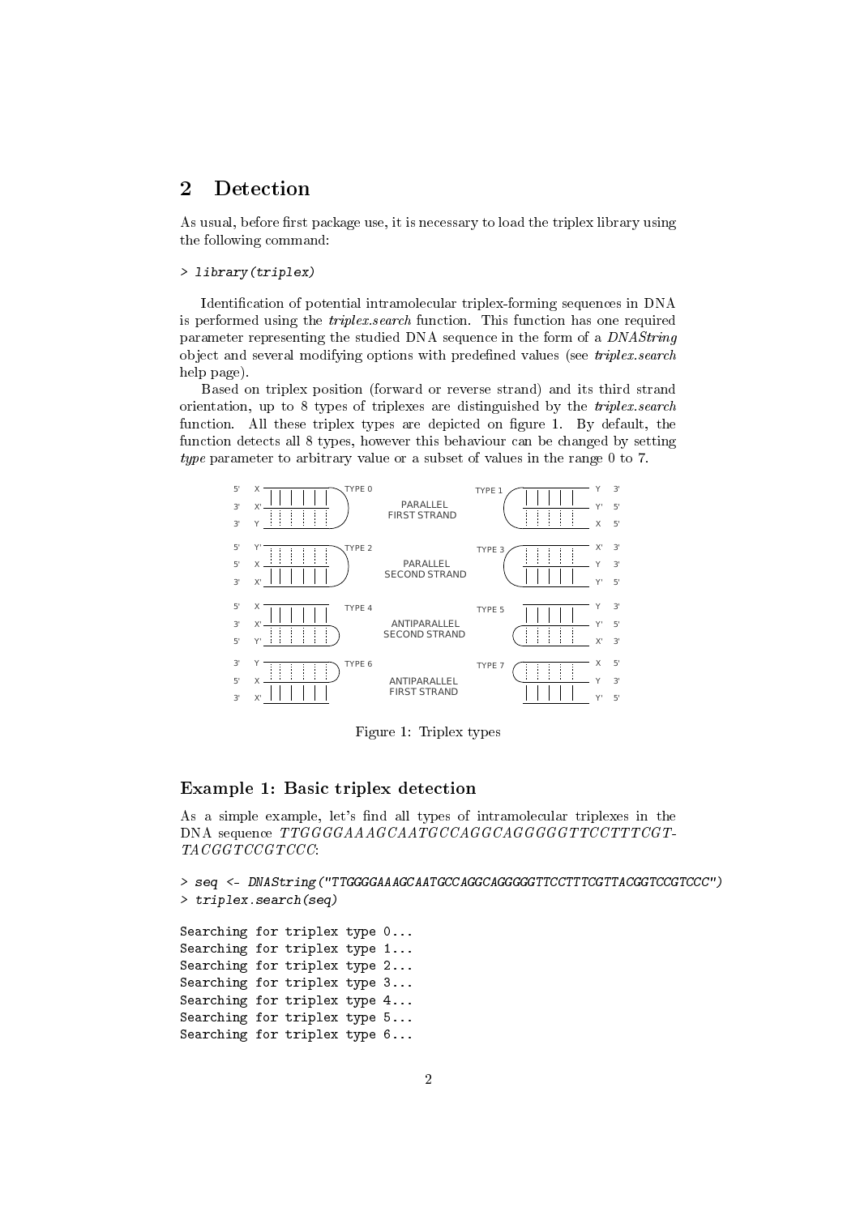## 2 Detection

As usual, before first package use, it is necessary to load the triplex library using the following command:

```
> library(triplex)
```

Identification of potential intramolecular triplex-forming sequences in DNA is performed using the *triplex.search* function. This function has one required parameter representing the studied DNA sequence in the form of a *DNAString* object and several modifying options with predefined values (see *triplex.search* help page).

Based on triplex position (forward or reverse strand) and its third strand orientation, up to 8 types of triplexes are distinguished by the *triplex.search* function. All these triplex types are depicted on figure 1. By default, the function detects all 8 types, however this behaviour can be changed by setting *type* parameter to arbitrary value or a subset of values in the range 0 to 7.

Figure 1: Triplex types

### Example 1: Basic triplex detection

As a simple example, let's find all types of intramolecular triplexes in the DNA sequence *TTGGGGAAAGCAATGCCAGGCAGGGGGTTCCTTTCGT-TACGGTCCGTCCC*:

```
> seq <- DNAString("TTGGGGAAAGCAATGCCAGGCAGGGGGTTCCTTTCGTTACGGTCCGTCCC")
> triplex.search(seq)

Searching for triplex type 0...
Searching for triplex type 1...
Searching for triplex type 2...
Searching for triplex type 3...
Searching for triplex type 4...
Searching for triplex type 5...
Searching for triplex type 6...
```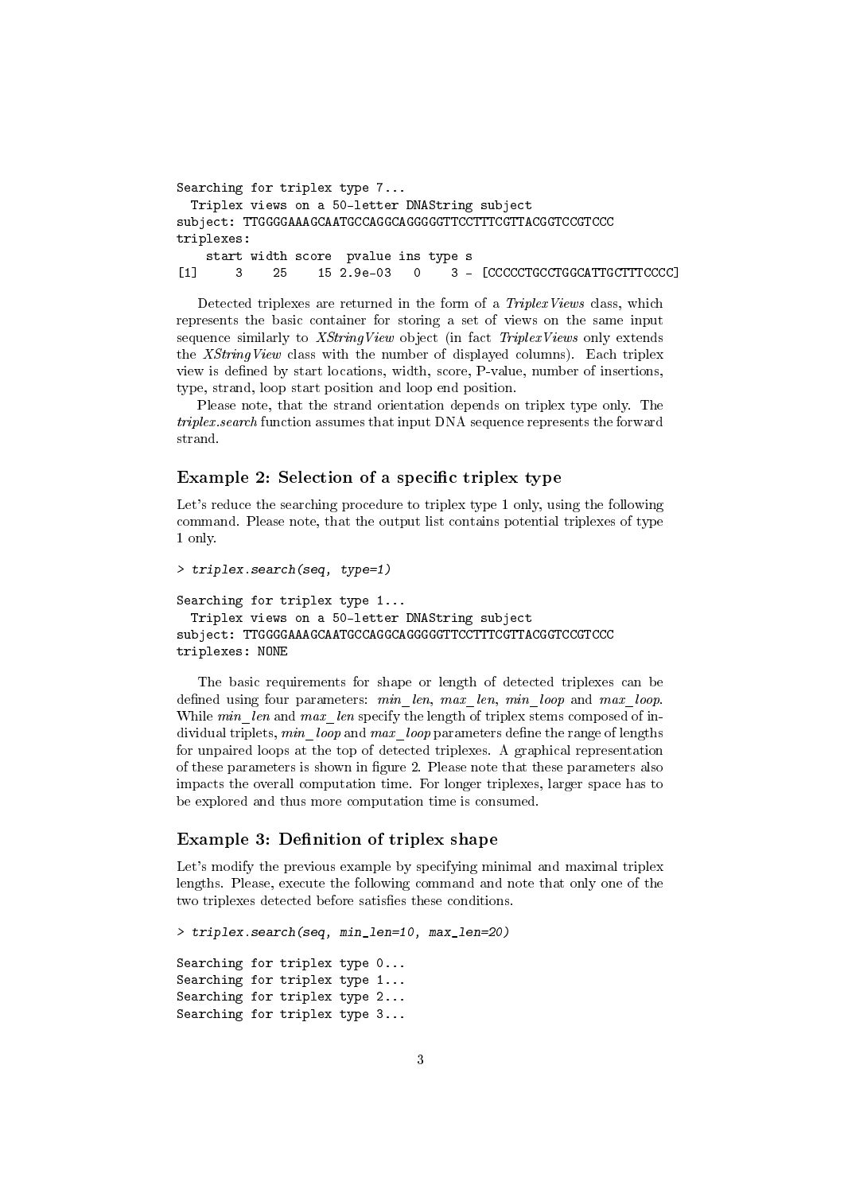```
Searching for triplex type 7...
  Triplex views on a 50-letter DNAString subject
subject: TTGGGGAAAGCAATGCCAGGCAGGGGGTTCCTTTCGTTACGGTCCGTCCC
triplexes:
    start width score  pvalue ins type s
[1]     3    25    15 2.9e-03   0    3 - [CCCCCTGCCTGGCATTGCTTTCCCC]
```

Detected triplexes are returned in the form of a *TriplexViews* class, which represents the basic container for storing a set of views on the same input sequence similarly to *XStringView* object (in fact *TriplexViews* only extends the *XStringView* class with the number of displayed columns). Each triplex view is defined by start locations, width, score, P-value, number of insertions, type, strand, loop start position and loop end position.

Please note, that the strand orientation depends on triplex type only. The *triplex.search* function assumes that input DNA sequence represents the forward strand.

## Example 2: Selection of a specific triplex type

Let's reduce the searching procedure to triplex type 1 only, using the following command. Please note, that the output list contains potential triplexes of type 1 only.

```
> triplex.search(seq, type=1)

Searching for triplex type 1...
  Triplex views on a 50-letter DNAString subject
subject: TTGGGGAAAGCAATGCCAGGCAGGGGGTTCCTTTCGTTACGGTCCGTCCC
triplexes: NONE
```

The basic requirements for shape or length of detected triplexes can be defined using four parameters: *min_len*, *max_len*, *min_loop* and *max_loop*. While *min_len* and *max_len* specify the length of triplex stems composed of individual triplets, *min_loop* and *max_loop* parameters define the range of lengths for unpaired loops at the top of detected triplexes. A graphical representation of these parameters is shown in figure 2. Please note that these parameters also impacts the overall computation time. For longer triplexes, larger space has to be explored and thus more computation time is consumed.

## Example 3: Definition of triplex shape

Let's modify the previous example by specifying minimal and maximal triplex lengths. Please, execute the following command and note that only one of the two triplexes detected before satisfies these conditions.

```
> triplex.search(seq, min_len=10, max_len=20)

Searching for triplex type 0...
Searching for triplex type 1...
Searching for triplex type 2...
Searching for triplex type 3...
```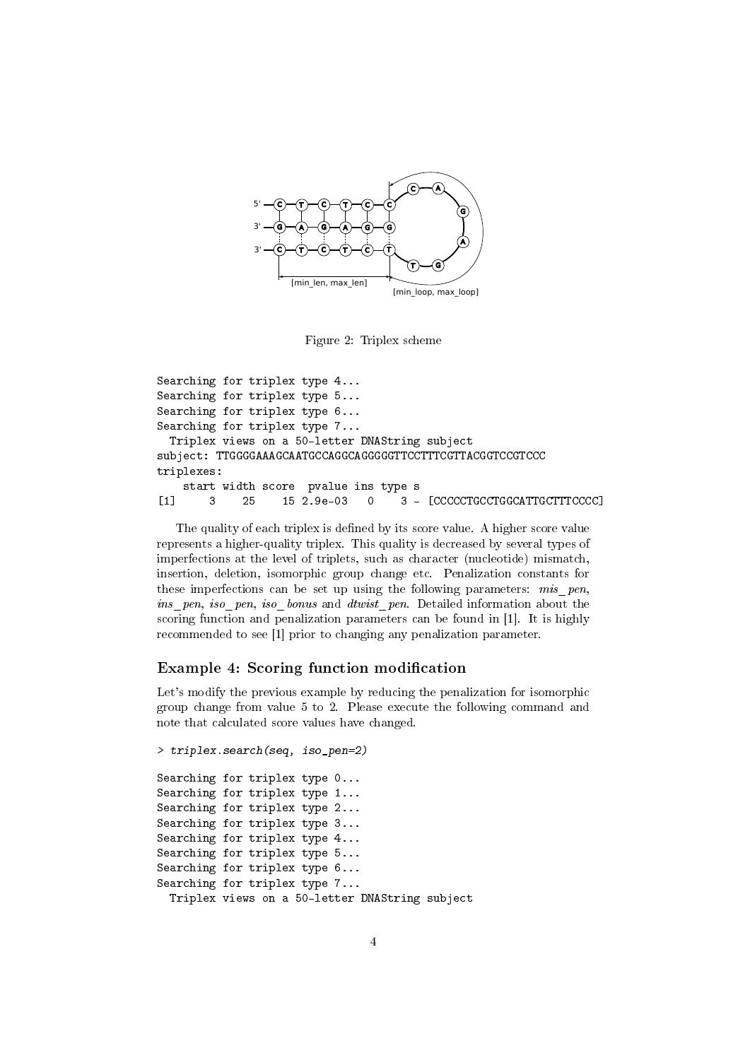Figure 2: Triplex scheme

```
Searching for triplex type 4...
Searching for triplex type 5...
Searching for triplex type 6...
Searching for triplex type 7...
  Triplex views on a 50-letter DNAString subject
subject: TTGGGGAAAGCAATGCCAGGCAGGGGGTTCCTTTCGTTACGGTCCGTCCC
triplexes:
    start width score  pvalue ins type s
[1]     3    25    15 2.9e-03   0    3 - [CCCCCTGCCTGGCATTGCTTTCCCC]
```

The quality of each triplex is defined by its score value. A higher score value represents a higher-quality triplex. This quality is decreased by several types of imperfections at the level of triplets, such as character (nucleotide) mismatch, insertion, deletion, isomorphic group change etc. Penalization constants for these imperfections can be set up using the following parameters: *mis_pen*, *ins_pen*, *iso_pen*, *iso_bonus* and *dtwist_pen*. Detailed information about the scoring function and penalization parameters can be found in [1]. It is highly recommended to see [1] prior to changing any penalization parameter.

## Example 4: Scoring function modification

Let's modify the previous example by reducing the penalization for isomorphic group change from value 5 to 2. Please execute the following command and note that calculated score values have changed.

```
> triplex.search(seq, iso_pen=2)

Searching for triplex type 0...
Searching for triplex type 1...
Searching for triplex type 2...
Searching for triplex type 3...
Searching for triplex type 4...
Searching for triplex type 5...
Searching for triplex type 6...
Searching for triplex type 7...
  Triplex views on a 50-letter DNAString subject
```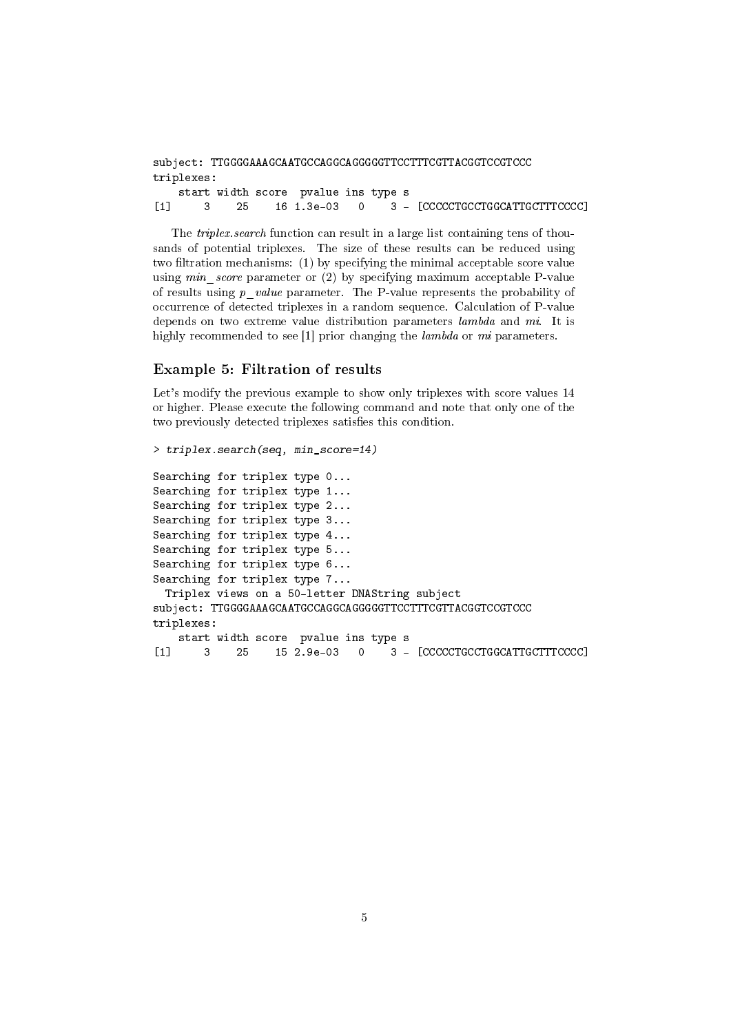```
subject: TTGGGGAAAGCAATGCCAGGCAGGGGGTTCCTTTCGTTACGGTCCGTCCC
triplexes:
    start width score  pvalue ins type s
[1]     3    25    16 1.3e-03   0    3 -  [CCCCCTGCCTGGCATTGCTTTCCCC]
```

The *triplex.search* function can result in a large list containing tens of thousands of potential triplexes. The size of these results can be reduced using two filtration mechanisms: (1) by specifying the minimal acceptable score value using *min_score* parameter or (2) by specifying maximum acceptable P-value of results using *p_value* parameter. The P-value represents the probability of occurrence of detected triplexes in a random sequence. Calculation of P-value depends on two extreme value distribution parameters *lambda* and *mi*. It is highly recommended to see [1] prior changing the *lambda* or *mi* parameters.

### Example 5: Filtration of results

Let's modify the previous example to show only triplexes with score values 14 or higher. Please execute the following command and note that only one of the two previously detected triplexes satisfies this condition.

```
> triplex.search(seq, min_score=14)

Searching for triplex type 0...
Searching for triplex type 1...
Searching for triplex type 2...
Searching for triplex type 3...
Searching for triplex type 4...
Searching for triplex type 5...
Searching for triplex type 6...
Searching for triplex type 7...
  Triplex views on a 50-letter DNAString subject
subject: TTGGGGAAAGCAATGCCAGGCAGGGGGTTCCTTTCGTTACGGTCCGTCCC
triplexes:
    start width score  pvalue ins type s
[1]     3    25    15 2.9e-03   0    3 -  [CCCCCTGCCTGGCATTGCTTTCCCC]
```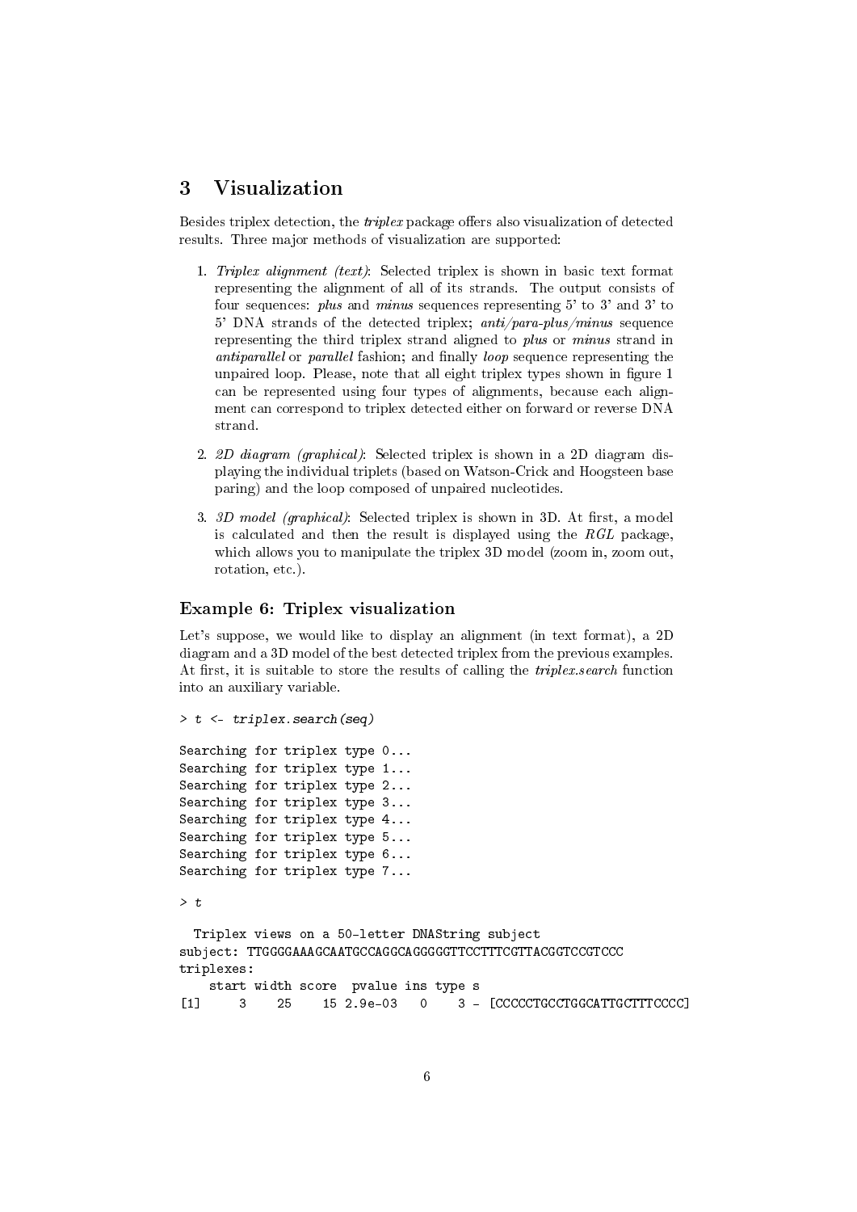## 3 Visualization

Besides triplex detection, the *triplex* package offers also visualization of detected results. Three major methods of visualization are supported:

1. *Triplex alignment (text)*: Selected triplex is shown in basic text format representing the alignment of all of its strands. The output consists of four sequences: *plus* and *minus* sequences representing 5' to 3' and 3' to 5' DNA strands of the detected triplex; *anti/para-plus/minus* sequence representing the third triplex strand aligned to *plus* or *minus* strand in *antiparallel* or *parallel* fashion; and finally *loop* sequence representing the unpaired loop. Please, note that all eight triplex types shown in figure 1 can be represented using four types of alignments, because each alignment can correspond to triplex detected either on forward or reverse DNA strand.

2. *2D diagram (graphical)*: Selected triplex is shown in a 2D diagram displaying the individual triplets (based on Watson-Crick and Hoogsteen base paring) and the loop composed of unpaired nucleotides.

3. *3D model (graphical)*: Selected triplex is shown in 3D. At first, a model is calculated and then the result is displayed using the *RGL* package, which allows you to manipulate the triplex 3D model (zoom in, zoom out, rotation, etc.).

### Example 6: Triplex visualization

Let's suppose, we would like to display an alignment (in text format), a 2D diagram and a 3D model of the best detected triplex from the previous examples. At first, it is suitable to store the results of calling the *triplex.search* function into an auxiliary variable.

```
> t <- triplex.search(seq)

Searching for triplex type 0...
Searching for triplex type 1...
Searching for triplex type 2...
Searching for triplex type 3...
Searching for triplex type 4...
Searching for triplex type 5...
Searching for triplex type 6...
Searching for triplex type 7...

> t

  Triplex views on a 50-letter DNAString subject
subject: TTGGGGAAAGCAATGCCAGGCAGGGGGTTCCTTTCGTTACGGTCCGTCCC
triplexes:
    start width score  pvalue ins type s
[1]     3    25    15 2.9e-03   0    3 - [CCCCCTGCCTGGCATTGCTTTCCCC]
```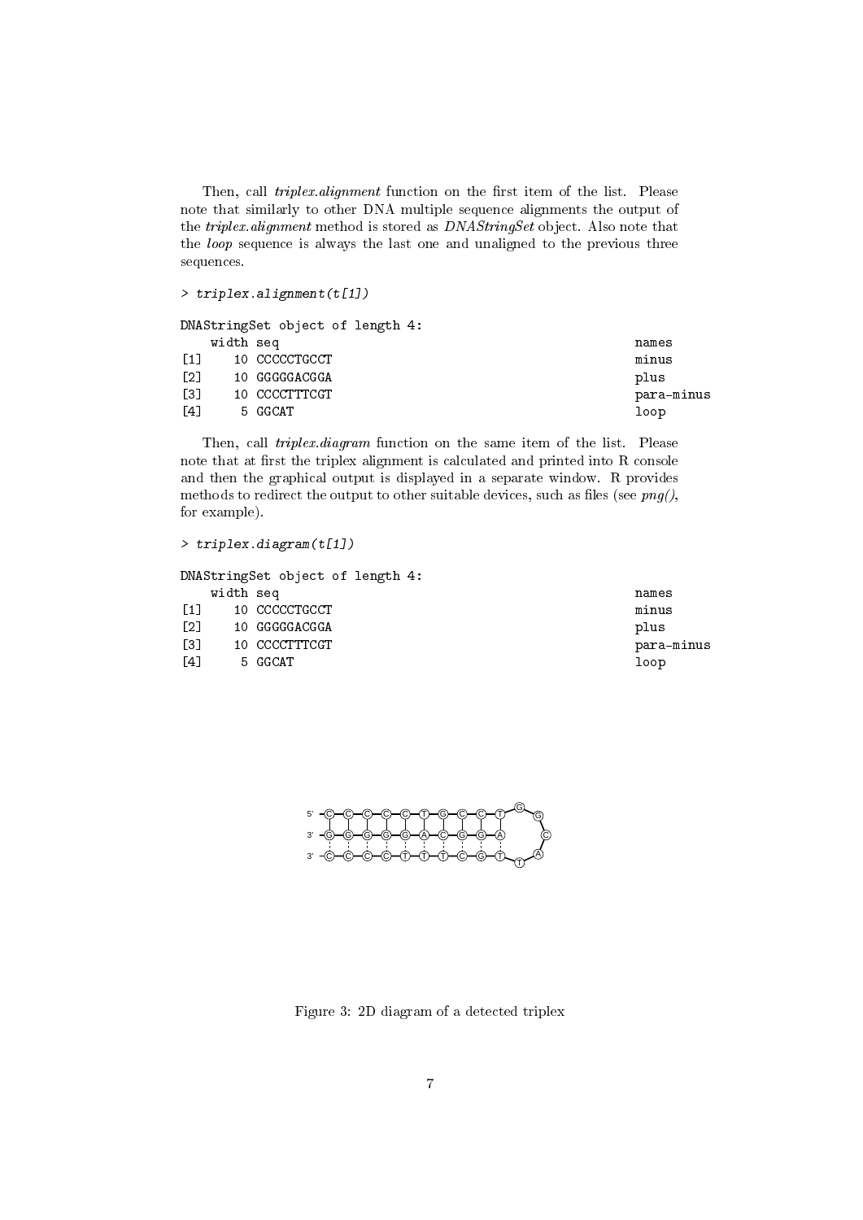Then, call *triplex.alignment* function on the first item of the list. Please note that similarly to other DNA multiple sequence alignments the output of the *triplex.alignment* method is stored as *DNAStringSet* object. Also note that the *loop* sequence is always the last one and unaligned to the previous three sequences.

```
> triplex.alignment(t[1])

DNAStringSet object of length 4:
    width seq                                               names
[1]    10 CCCCCTGCCT                                        minus
[2]    10 GGGGGACGGA                                        plus
[3]    10 CCCCTTTCGT                                        para-minus
[4]     5 GGCAT                                             loop
```

Then, call *triplex.diagram* function on the same item of the list. Please note that at first the triplex alignment is calculated and printed into R console and then the graphical output is displayed in a separate window. R provides methods to redirect the output to other suitable devices, such as files (see *png()*, for example).

```
> triplex.diagram(t[1])

DNAStringSet object of length 4:
    width seq                                               names
[1]    10 CCCCCTGCCT                                        minus
[2]    10 GGGGGACGGA                                        plus
[3]    10 CCCCTTTCGT                                        para-minus
[4]     5 GGCAT                                             loop
```

Figure 3: 2D diagram of a detected triplex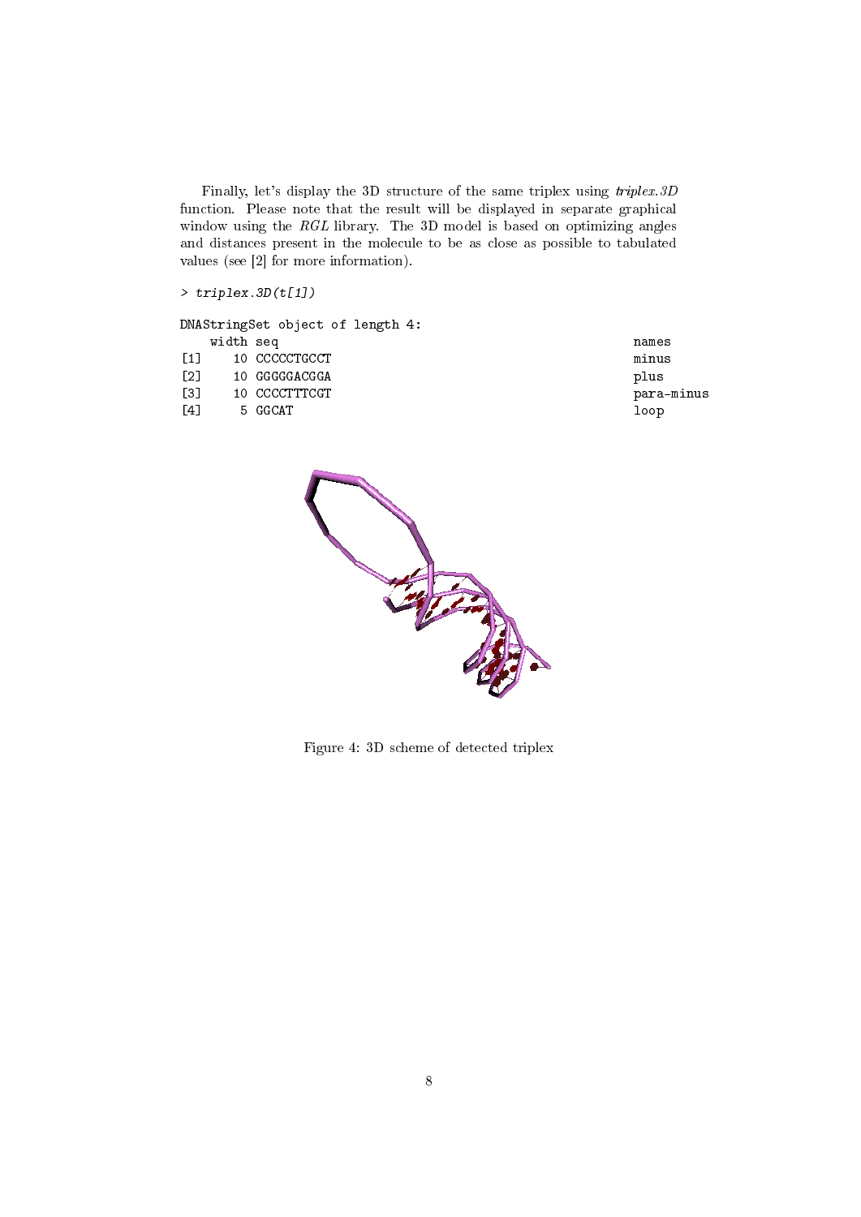Finally, let's display the 3D structure of the same triplex using *triplex.3D* function. Please note that the result will be displayed in separate graphical window using the *RGL* library. The 3D model is based on optimizing angles and distances present in the molecule to be as close as possible to tabulated values (see [2] for more information).

```
> triplex.3D(t[1])

DNAStringSet object of length 4:
    width seq                                               names
[1]    10 CCCCCTGCCT                                        minus
[2]    10 GGGGGACGGA                                        plus
[3]    10 CCCCTTTCGT                                        para-minus
[4]     5 GGCAT                                             loop
```

Figure 4: 3D scheme of detected triplex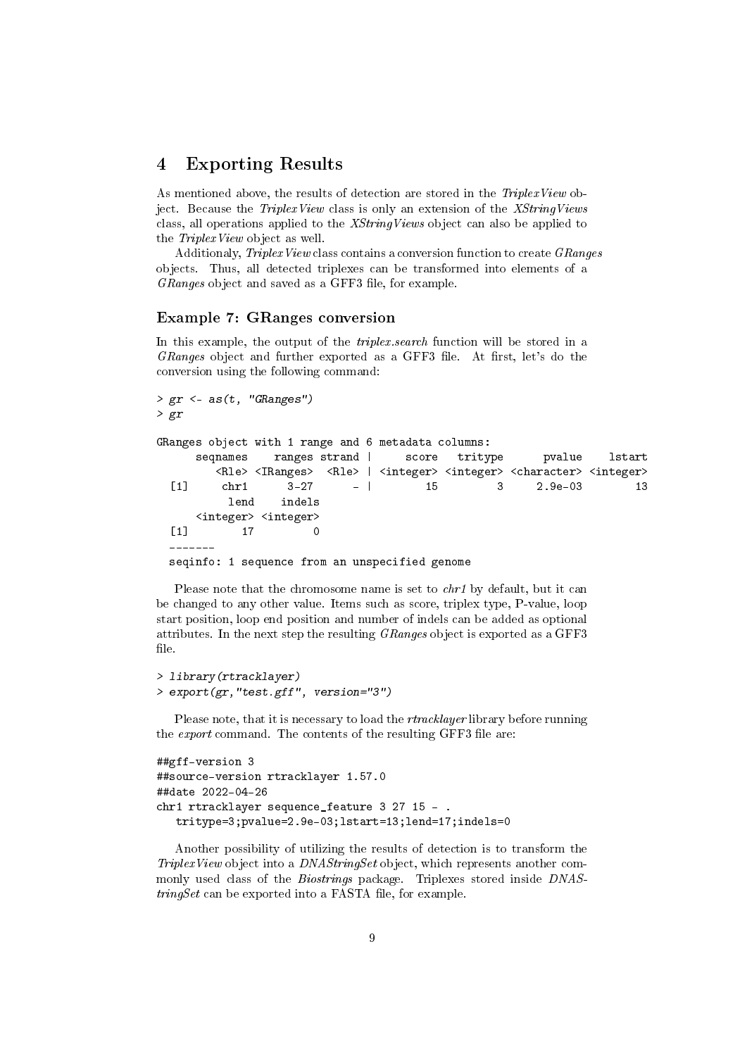## 4 Exporting Results

As mentioned above, the results of detection are stored in the *TriplexView* object. Because the *TriplexView* class is only an extension of the *XStringViews* class, all operations applied to the *XStringViews* object can also be applied to the *TriplexView* object as well.

Additionaly, *TriplexView* class contains a conversion function to create *GRanges* objects. Thus, all detected triplexes can be transformed into elements of a *GRanges* object and saved as a GFF3 file, for example.

### Example 7: GRanges conversion

In this example, the output of the *triplex.search* function will be stored in a *GRanges* object and further exported as a GFF3 file. At first, let's do the conversion using the following command:

```
> gr <- as(t, "GRanges")
> gr

GRanges object with 1 range and 6 metadata columns:
      seqnames    ranges strand |     score   tritype      pvalue    lstart
         <Rle> <IRanges>  <Rle> | <integer> <integer> <character> <integer>
  [1]     chr1      3-27      - |        15         3     2.9e-03        13
           lend    indels
      <integer> <integer>
  [1]        17         0
  -------
  seqinfo: 1 sequence from an unspecified genome
```

Please note that the chromosome name is set to *chr1* by default, but it can be changed to any other value. Items such as score, triplex type, P-value, loop start position, loop end position and number of indels can be added as optional attributes. In the next step the resulting *GRanges* object is exported as a GFF3 file.

```
> library(rtracklayer)
> export(gr,"test.gff", version="3")
```

Please note, that it is necessary to load the *rtracklayer* library before running the *export* command. The contents of the resulting GFF3 file are:

```
##gff-version 3
##source-version rtracklayer 1.57.0
##date 2022-04-26
chr1 rtracklayer sequence_feature 3 27 15 - .
   tritype=3;pvalue=2.9e-03;lstart=13;lend=17;indels=0
```

Another possibility of utilizing the results of detection is to transform the *TriplexView* object into a *DNAStringSet* object, which represents another commonly used class of the *Biostrings* package. Triplexes stored inside *DNAStringSet* can be exported into a FASTA file, for example.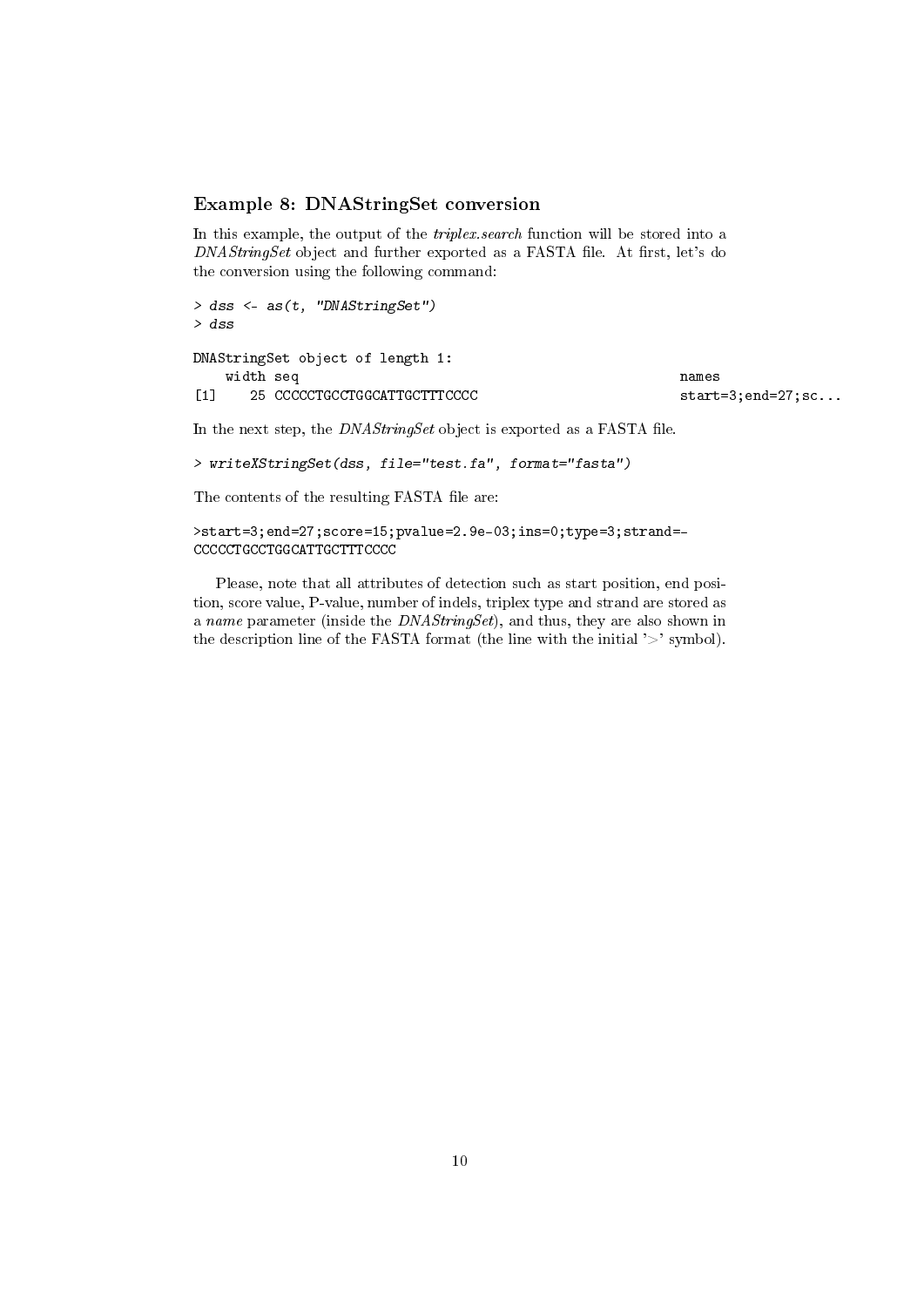### Example 8: DNAStringSet conversion

In this example, the output of the *triplex.search* function will be stored into a *DNAStringSet* object and further exported as a FASTA file. At first, let's do the conversion using the following command:

```
> dss <- as(t, "DNAStringSet")
> dss

DNAStringSet object of length 1:
    width seq                                               names
[1]    25 CCCCCTGCCTGGCATTGCTTTCCCC                         start=3;end=27;sc...
```

In the next step, the *DNAStringSet* object is exported as a FASTA file.

```
> writeXStringSet(dss, file="test.fa", format="fasta")
```

The contents of the resulting FASTA file are:

```
>start=3;end=27;score=15;pvalue=2.9e-03;ins=0;type=3;strand=-
CCCCCTGCCTGGCATTGCTTTCCCC
```

Please, note that all attributes of detection such as start position, end position, score value, P-value, number of indels, triplex type and strand are stored as a *name* parameter (inside the *DNAStringSet*), and thus, they are also shown in the description line of the FASTA format (the line with the initial '>' symbol).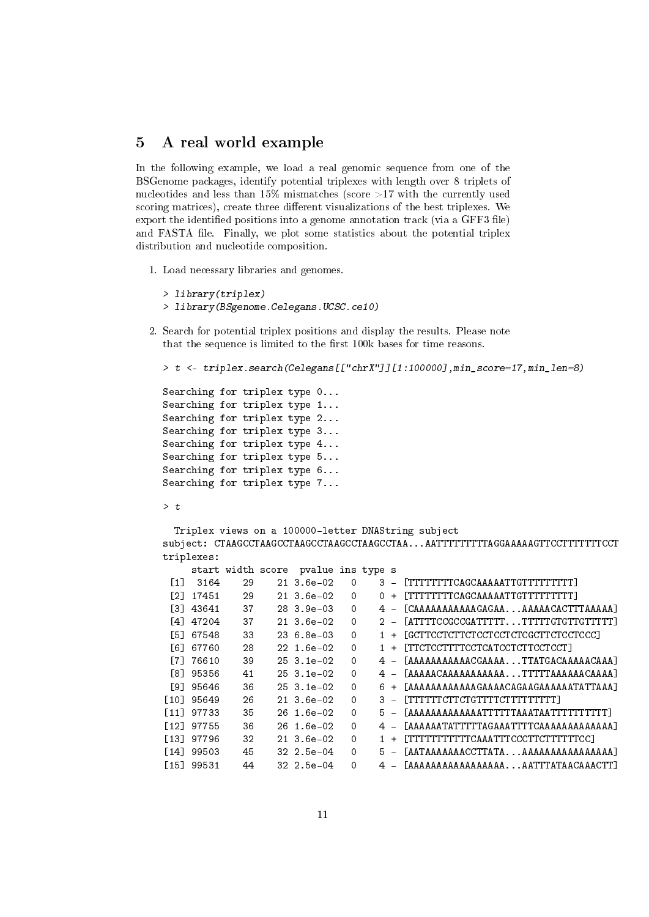## 5 A real world example

In the following example, we load a real genomic sequence from one of the BSGenome packages, identify potential triplexes with length over 8 triplets of nucleotides and less than 15% mismatches (score >17 with the currently used scoring matrices), create three different visualizations of the best triplexes. We export the identified positions into a genome annotation track (via a GFF3 file) and FASTA file. Finally, we plot some statistics about the potential triplex distribution and nucleotide composition.

1. Load necessary libraries and genomes.

```
> library(triplex)
> library(BSgenome.Celegans.UCSC.ce10)
```

2. Search for potential triplex positions and display the results. Please note that the sequence is limited to the first 100k bases for time reasons.

```
> t <- triplex.search(Celegans[["chrX"]][1:100000],min_score=17,min_len=8)

Searching for triplex type 0...
Searching for triplex type 1...
Searching for triplex type 2...
Searching for triplex type 3...
Searching for triplex type 4...
Searching for triplex type 5...
Searching for triplex type 6...
Searching for triplex type 7...

> t

  Triplex views on a 100000-letter DNAString subject
subject: CTAAGCCTAAGCCTAAGCCTAAGCCTAAGCCTAA...AATTTTTTTTTAGGAAAAAGTTCCTTTTTTTCCT
triplexes:
     start width score  pvalue ins type s
 [1]  3164    29    21 3.6e-02   0    3 - [TTTTTTTTCAGCAAAAATTGTTTTTTTTT]
 [2] 17451    29    21 3.6e-02   0    0 + [TTTTTTTTCAGCAAAAATTGTTTTTTTTT]
 [3] 43641    37    28 3.9e-03   0    4 - [CAAAAAAAAAAAGAGAA...AAAAACACTTTAAAAA]
 [4] 47204    37    21 3.6e-02   0    2 - [ATTTTCCGCCGATTTTT...TTTTTGTGTTGTTTTT]
 [5] 67548    33    23 6.8e-03   0    1 + [GCTTCCTCTTCTCCTCCTCTCGCTTCTCCTCCC]
 [6] 67760    28    22 1.6e-02   0    1 + [TTCTCCTTTTCCTCATCCTCTTCCTCCT]
 [7] 76610    39    25 3.1e-02   0    4 - [AAAAAAAAAAAACGAAAA...TTATGACAAAAACAAA]
 [8] 95356    41    25 3.1e-02   0    4 - [AAAAACAAAAAAAAAAA...TTTTTAAAAAACAAAA]
 [9] 95646    36    25 3.1e-02   0    6 + [AAAAAAAAAAAAGAAAACAGAAGAAAAAATATTAAA]
[10] 95649    26    21 3.6e-02   0    3 - [TTTTTTCTTCTGTTTTCTTTTTTTTT]
[11] 97733    35    26 1.6e-02   0    5 - [AAAAAAAAAAAAAATTTTTTAAATAATTTTTTTTT]
[12] 97755    36    26 1.6e-02   0    4 - [AAAAAATATTTTTAGAAATTTTCAAAAAAAAAAAAA]
[13] 97796    32    21 3.6e-02   0    1 + [TTTTTTTTTTTCAAATTTCCCTTCTTTTTTCC]
[14] 99503    45    32 2.5e-04   0    5 - [AATAAAAAAAACCTTATA...AAAAAAAAAAAAAAAA]
[15] 99531    44    32 2.5e-04   0    4 - [AAAAAAAAAAAAAAAAA...AATTTATAACAAACTT]
```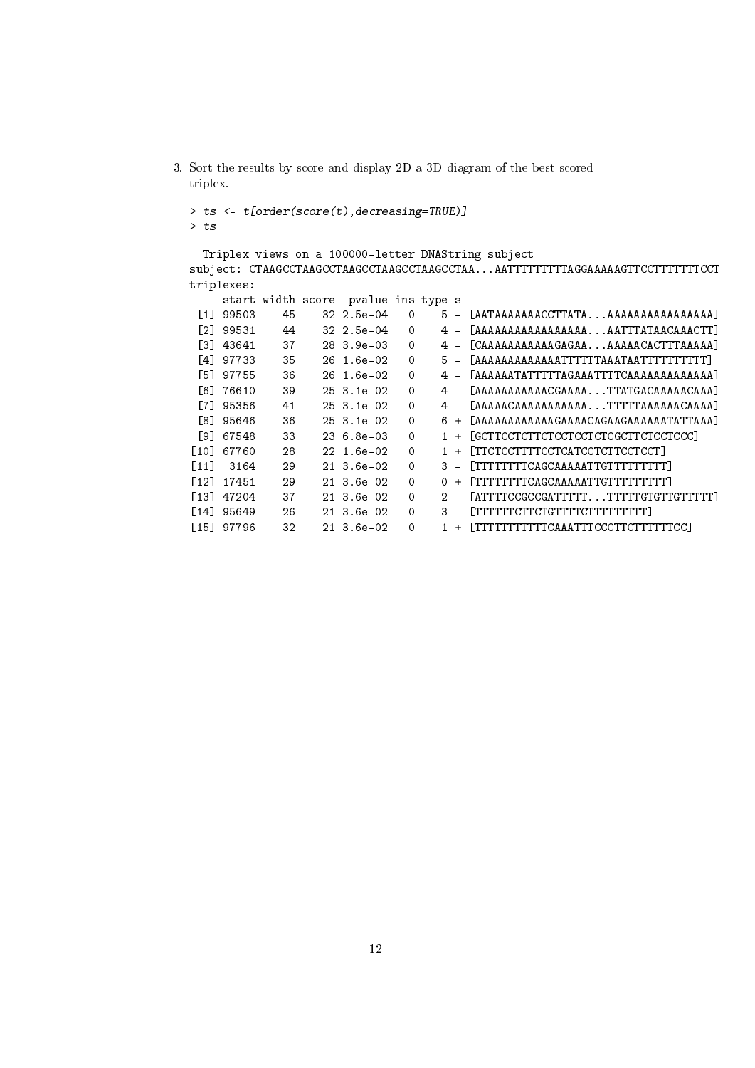3. Sort the results by score and display 2D a 3D diagram of the best-scored triplex.

```
> ts <- t[order(score(t),decreasing=TRUE)]
> ts

  Triplex views on a 100000-letter DNAString subject
subject: CTAAGCCTAAGCCTAAGCCTAAGCCTAAGCCTAA...AATTTTTTTTTAGGAAAAAGTTCCTTTTTTTCCT
triplexes:
     start width score  pvalue ins type s
 [1] 99503    45    32 2.5e-04   0    5 - [AATAAAAAAAACCTTATA...AAAAAAAAAAAAAAAA]
 [2] 99531    44    32 2.5e-04   0    4 - [AAAAAAAAAAAAAAAAA...AATTTATAACAAACTT]
 [3] 43641    37    28 3.9e-03   0    4 - [CAAAAAAAAAAAGAGAA...AAAAACACTTTAAAAA]
 [4] 97733    35    26 1.6e-02   0    5 - [AAAAAAAAAAAAAATTTTTTAAATAATTTTTTTTTT]
 [5] 97755    36    26 1.6e-02   0    4 - [AAAAAAATATTTTTAGAAATTTTCAAAAAAAAAAAAA]
 [6] 76610    39    25 3.1e-02   0    4 - [AAAAAAAAAAAACGAAAA...TTATGACAAAAACAAA]
 [7] 95356    41    25 3.1e-02   0    4 - [AAAAACAAAAAAAAAAA...TTTTTAAAAAACAAAA]
 [8] 95646    36    25 3.1e-02   0    6 + [AAAAAAAAAAAAGAAAACAGAAGAAAAAATATTAAA]
 [9] 67548    33    23 6.8e-03   0    1 + [GCTTCCTCTTCTCCTCCTCTCGCTTCTCCTCCC]
[10] 67760    28    22 1.6e-02   0    1 + [TTCTCCTTTTCCTCATCCTCTTCCTCCT]
[11]  3164    29    21 3.6e-02   0    3 - [TTTTTTTTCAGCAAAAATTGTTTTTTTTT]
[12] 17451    29    21 3.6e-02   0    0 + [TTTTTTTTCAGCAAAAATTGTTTTTTTTT]
[13] 47204    37    21 3.6e-02   0    2 - [ATTTTCCGCCGATTTTT...TTTTTGTGTTGTTTTT]
[14] 95649    26    21 3.6e-02   0    3 - [TTTTTTCTTCTGTTTTCTTTTTTTTT]
[15] 97796    32    21 3.6e-02   0    1 + [TTTTTTTTTTTCAAATTTCCCTTCTTTTTTCC]
```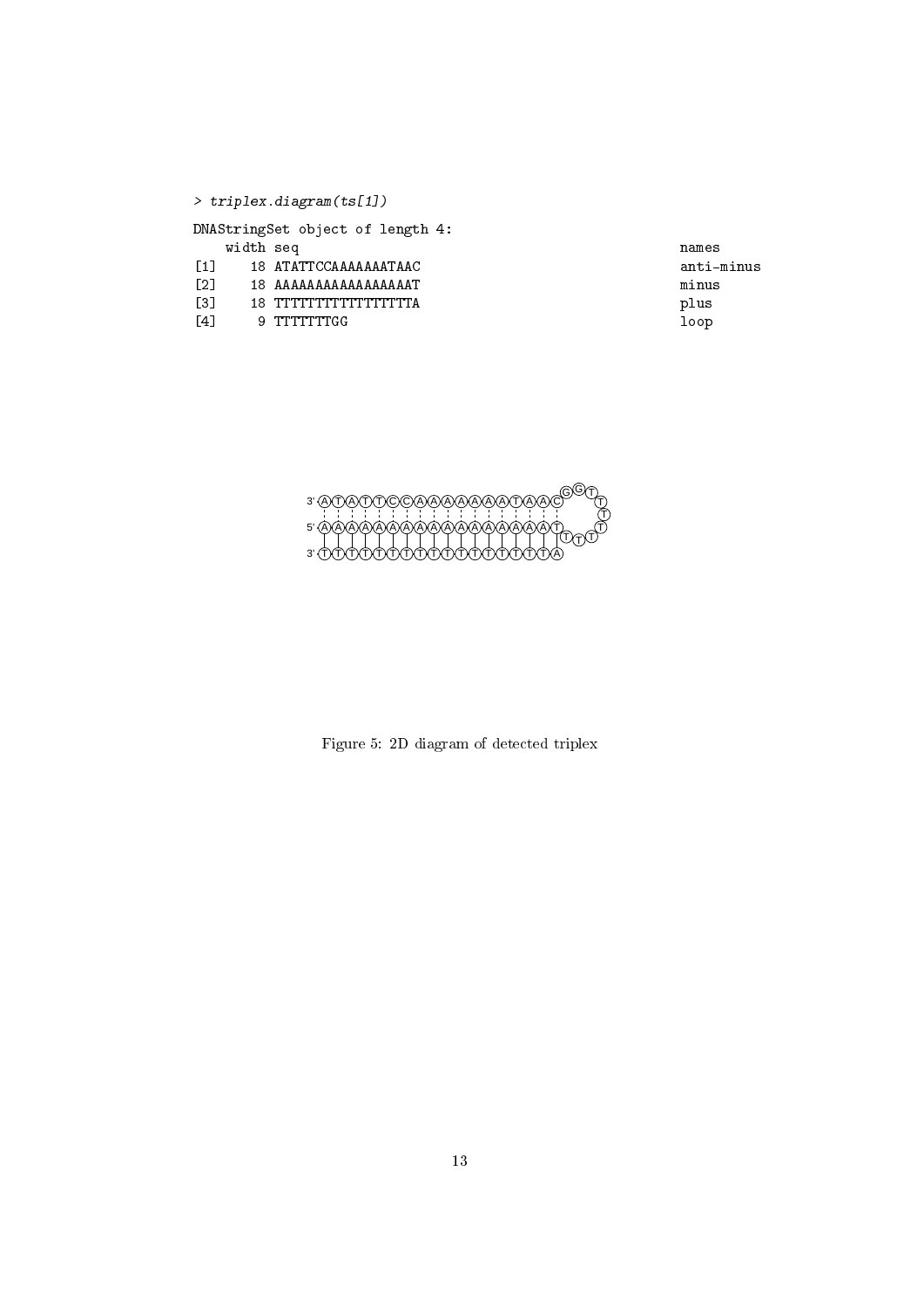```
> triplex.diagram(ts[1])
DNAStringSet object of length 4:
    width seq                                               names
[1]    18 ATATTCCAAAAAAATAAC                                anti-minus
[2]    18 AAAAAAAAAAAAAAAAAT                                minus
[3]    18 TTTTTTTTTTTTTTTTTA                                plus
[4]     9 TTTTTTTGG                                         loop
```

Figure 5: 2D diagram of detected triplex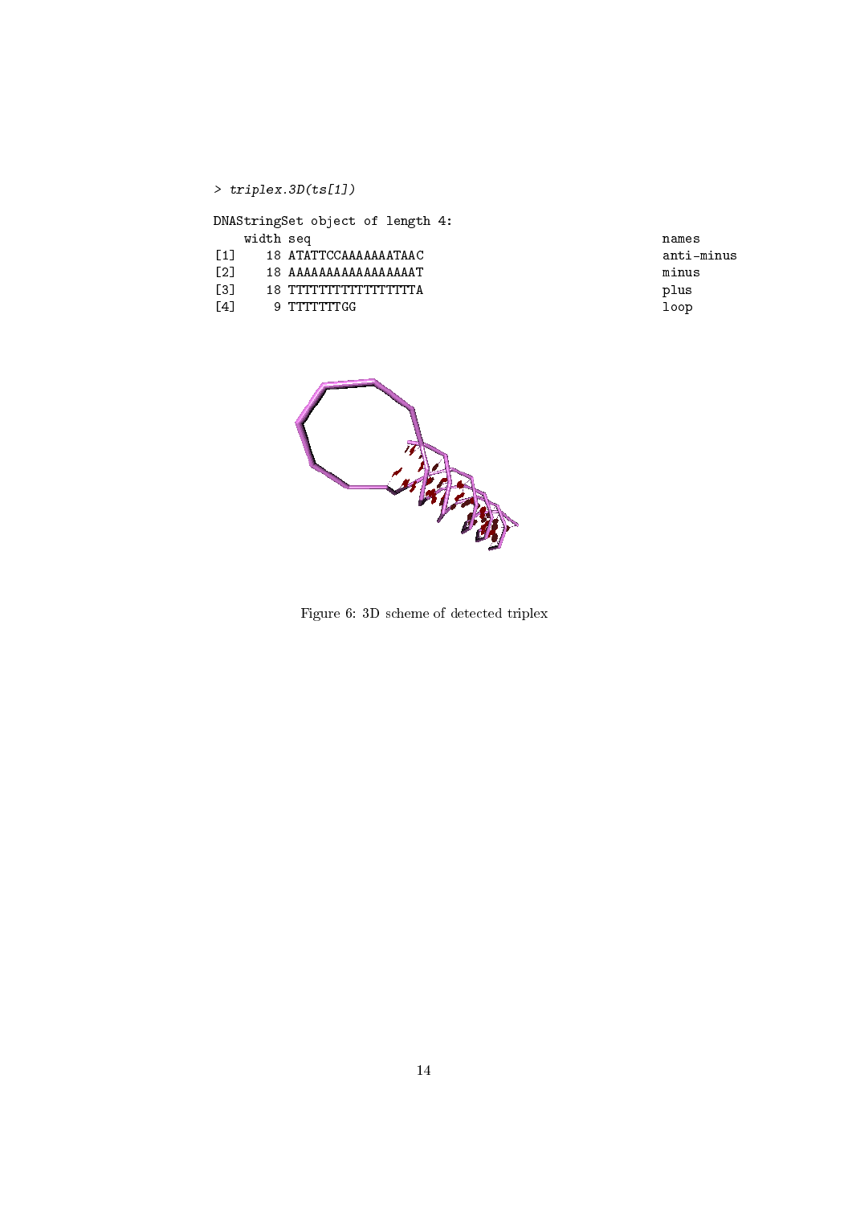```
> triplex.3D(ts[1])

DNAStringSet object of length 4:
    width seq                                               names
[1]    18 ATATTCCAAAAAAATAAC                                anti-minus
[2]    18 AAAAAAAAAAAAAAAAAT                                minus
[3]    18 TTTTTTTTTTTTTTTTTA                                plus
[4]     9 TTTTTTTGG                                         loop
```

Figure 6: 3D scheme of detected triplex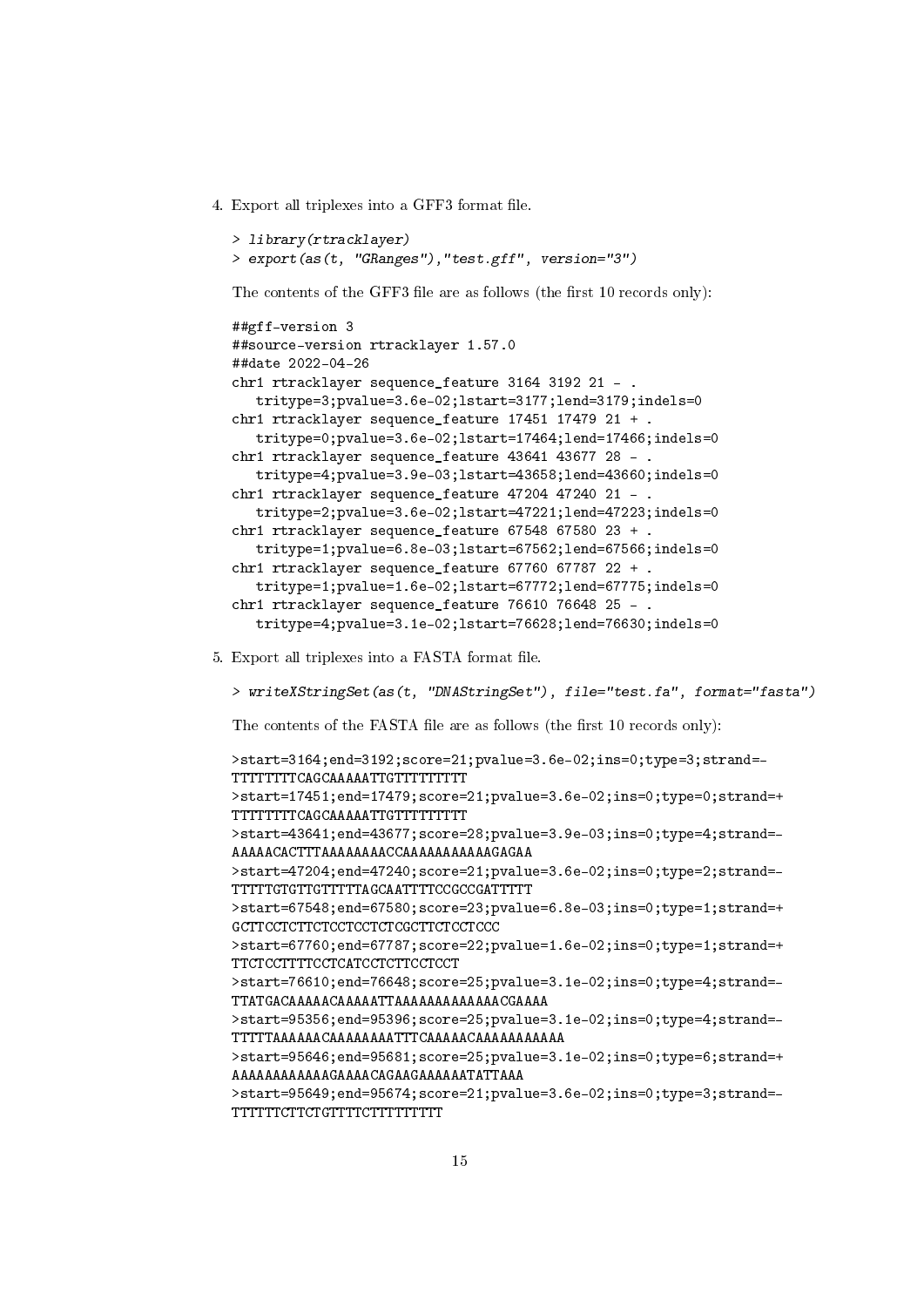4. Export all triplexes into a GFF3 format file.

```
> library(rtracklayer)
> export(as(t, "GRanges"),"test.gff", version="3")
```

The contents of the GFF3 file are as follows (the first 10 records only):

```
##gff-version 3
##source-version rtracklayer 1.57.0
##date 2022-04-26
chr1 rtracklayer sequence_feature 3164 3192 21 - .
   tritype=3;pvalue=3.6e-02;lstart=3177;lend=3179;indels=0
chr1 rtracklayer sequence_feature 17451 17479 21 + .
   tritype=0;pvalue=3.6e-02;lstart=17464;lend=17466;indels=0
chr1 rtracklayer sequence_feature 43641 43677 28 - .
   tritype=4;pvalue=3.9e-03;lstart=43658;lend=43660;indels=0
chr1 rtracklayer sequence_feature 47204 47240 21 - .
   tritype=2;pvalue=3.6e-02;lstart=47221;lend=47223;indels=0
chr1 rtracklayer sequence_feature 67548 67580 23 + .
   tritype=1;pvalue=6.8e-03;lstart=67562;lend=67566;indels=0
chr1 rtracklayer sequence_feature 67760 67787 22 + .
   tritype=1;pvalue=1.6e-02;lstart=67772;lend=67775;indels=0
chr1 rtracklayer sequence_feature 76610 76648 25 - .
   tritype=4;pvalue=3.1e-02;lstart=76628;lend=76630;indels=0
```

5. Export all triplexes into a FASTA format file.

```
> writeXStringSet(as(t, "DNAStringSet"), file="test.fa", format="fasta")
```

The contents of the FASTA file are as follows (the first 10 records only):

```
>start=3164;end=3192;score=21;pvalue=3.6e-02;ins=0;type=3;strand=-
TTTTTTTTCAGCAAAAATTGTTTTTTTTT
>start=17451;end=17479;score=21;pvalue=3.6e-02;ins=0;type=0;strand=+
TTTTTTTTCAGCAAAAATTGTTTTTTTTT
>start=43641;end=43677;score=28;pvalue=3.9e-03;ins=0;type=4;strand=-
AAAAACACTTTAAAAAAAAACCAAAAAAAAAAAGAGAA
>start=47204;end=47240;score=21;pvalue=3.6e-02;ins=0;type=2;strand=-
TTTTTGTGTTGTTTTTAGCAATTTTCCGCCGATTTTT
>start=67548;end=67580;score=23;pvalue=6.8e-03;ins=0;type=1;strand=+
GCTTCCTCTTCTCCTCCTCTCGCTTCTCCTCCC
>start=67760;end=67787;score=22;pvalue=1.6e-02;ins=0;type=1;strand=+
TTCTCCTTTTCCTCATCCTCTTCCTCCT
>start=76610;end=76648;score=25;pvalue=3.1e-02;ins=0;type=4;strand=-
TTATGACAAAAACAAAAATTAAAAAAAAAAAAAACGAAAA
>start=95356;end=95396;score=25;pvalue=3.1e-02;ins=0;type=4;strand=-
TTTTTAAAAAAACAAAAAAAAATTTCAAAAACAAAAAAAAAAA
>start=95646;end=95681;score=25;pvalue=3.1e-02;ins=0;type=6;strand=+
AAAAAAAAAAAAGAAAACAGAAGAAAAAATATTAAA
>start=95649;end=95674;score=21;pvalue=3.6e-02;ins=0;type=3;strand=-
TTTTTTCTTCTGTTTTCTTTTTTTTT
```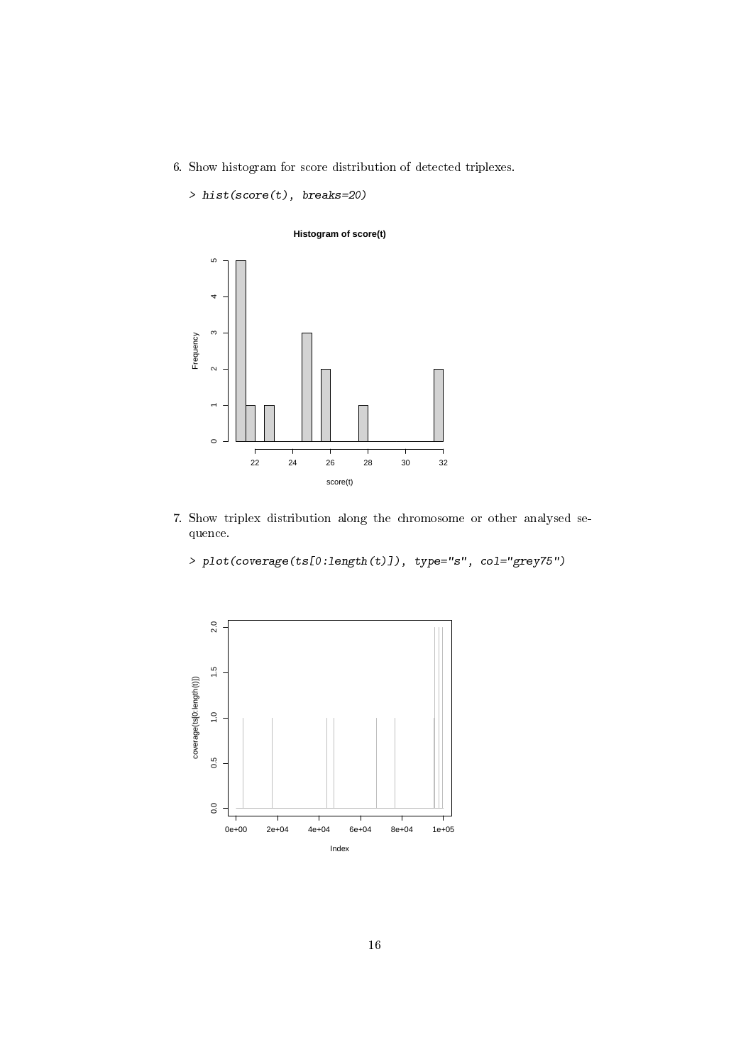6. Show histogram for score distribution of detected triplexes.

```
> hist(score(t), breaks=20)
```

7. Show triplex distribution along the chromosome or other analysed sequence.

```
> plot(coverage(ts[0:length(t)]), type="s", col="grey75")
```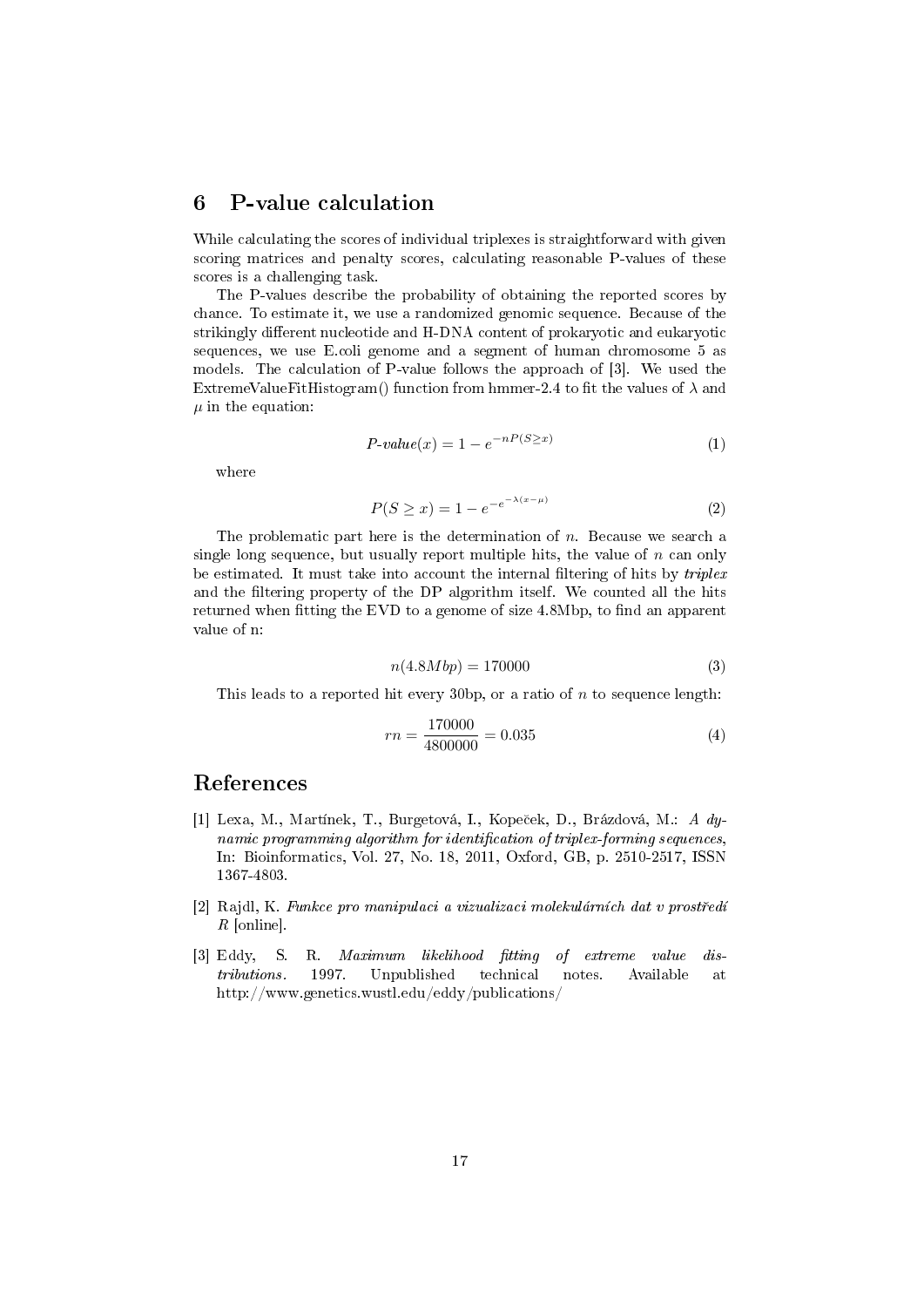## 6 P-value calculation

While calculating the scores of individual triplexes is straightforward with given scoring matrices and penalty scores, calculating reasonable P-values of these scores is a challenging task.

The P-values describe the probability of obtaining the reported scores by chance. To estimate it, we use a randomized genomic sequence. Because of the strikingly different nucleotide and H-DNA content of prokaryotic and eukaryotic sequences, we use E.coli genome and a segment of human chromosome 5 as models. The calculation of P-value follows the approach of [3]. We used the ExtremeValueFitHistogram() function from hmmer-2.4 to fit the values of $\lambda$ and $\mu$ in the equation:

$$\textit{P-value}(x) = 1 - e^{-nP(S \geq x)} \tag{1}$$

where

$$P(S \geq x) = 1 - e^{-e^{-\lambda(x-\mu)}} \tag{2}$$

The problematic part here is the determination of $n$. Because we search a single long sequence, but usually report multiple hits, the value of $n$ can only be estimated. It must take into account the internal filtering of hits by *triplex* and the filtering property of the DP algorithm itself. We counted all the hits returned when fitting the EVD to a genome of size 4.8Mbp, to find an apparent value of n:

$$n(4.8Mbp) = 170000 \tag{3}$$

This leads to a reported hit every 30bp, or a ratio of $n$ to sequence length:

$$rn = \frac{170000}{4800000} = 0.035 \tag{4}$$

## References

[1] Lexa, M., Martínek, T., Burgetová, I., Kopeček, D., Brázdová, M.: *A dynamic programming algorithm for identification of triplex-forming sequences*, In: Bioinformatics, Vol. 27, No. 18, 2011, Oxford, GB, p. 2510-2517, ISSN 1367-4803.

[2] Rajdl, K. *Funkce pro manipulaci a vizualizaci molekulárních dat v prostředí R* [online].

[3] Eddy, S. R. *Maximum likelihood fitting of extreme value distributions.* 1997. Unpublished technical notes. Available at http://www.genetics.wustl.edu/eddy/publications/